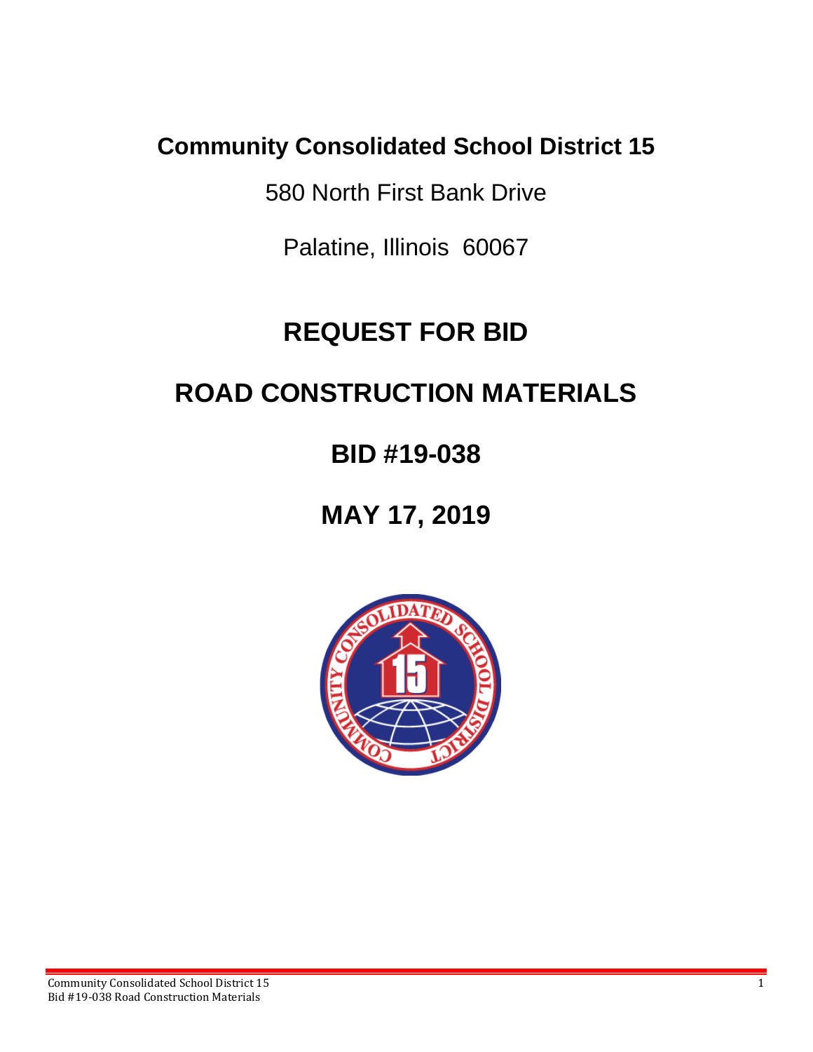**Community Consolidated School District 15**

580 North First Bank Drive

Palatine, Illinois 60067

# REQUEST FOR BID

# ROAD CONSTRUCTION MATERIALS

# BID #19-038

# MAY 17, 2019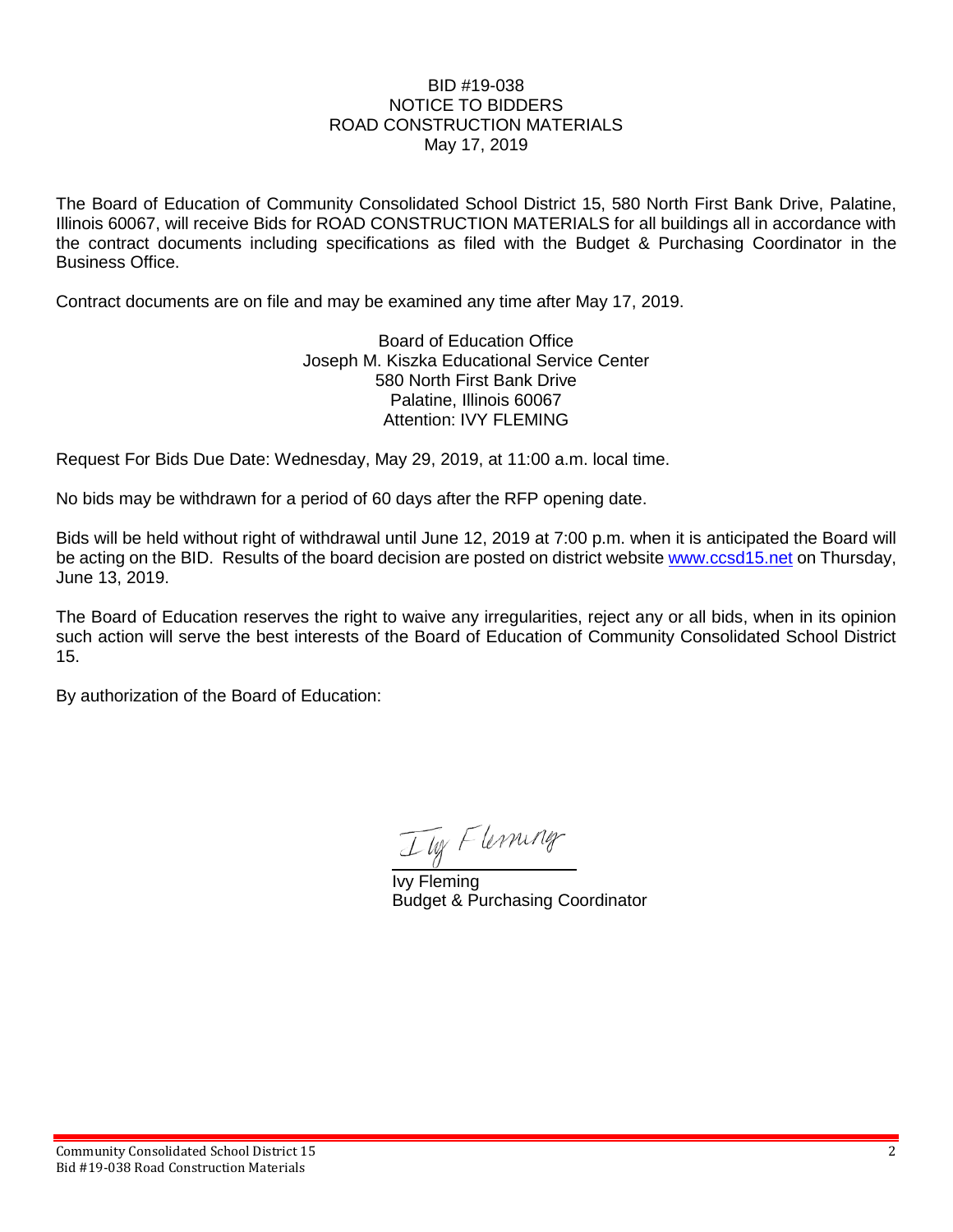# BID #19-038
# NOTICE TO BIDDERS
# ROAD CONSTRUCTION MATERIALS
May 17, 2019

The Board of Education of Community Consolidated School District 15, 580 North First Bank Drive, Palatine, Illinois 60067, will receive Bids for ROAD CONSTRUCTION MATERIALS for all buildings all in accordance with the contract documents including specifications as filed with the Budget & Purchasing Coordinator in the Business Office.

Contract documents are on file and may be examined any time after May 17, 2019.

Board of Education Office
Joseph M. Kiszka Educational Service Center
580 North First Bank Drive
Palatine, Illinois 60067
Attention: IVY FLEMING

Request For Bids Due Date: Wednesday, May 29, 2019, at 11:00 a.m. local time.

No bids may be withdrawn for a period of 60 days after the RFP opening date.

Bids will be held without right of withdrawal until June 12, 2019 at 7:00 p.m. when it is anticipated the Board will be acting on the BID. Results of the board decision are posted on district website www.ccsd15.net on Thursday, June 13, 2019.

The Board of Education reserves the right to waive any irregularities, reject any or all bids, when in its opinion such action will serve the best interests of the Board of Education of Community Consolidated School District 15.

By authorization of the Board of Education:

Ivy Fleming
Budget & Purchasing Coordinator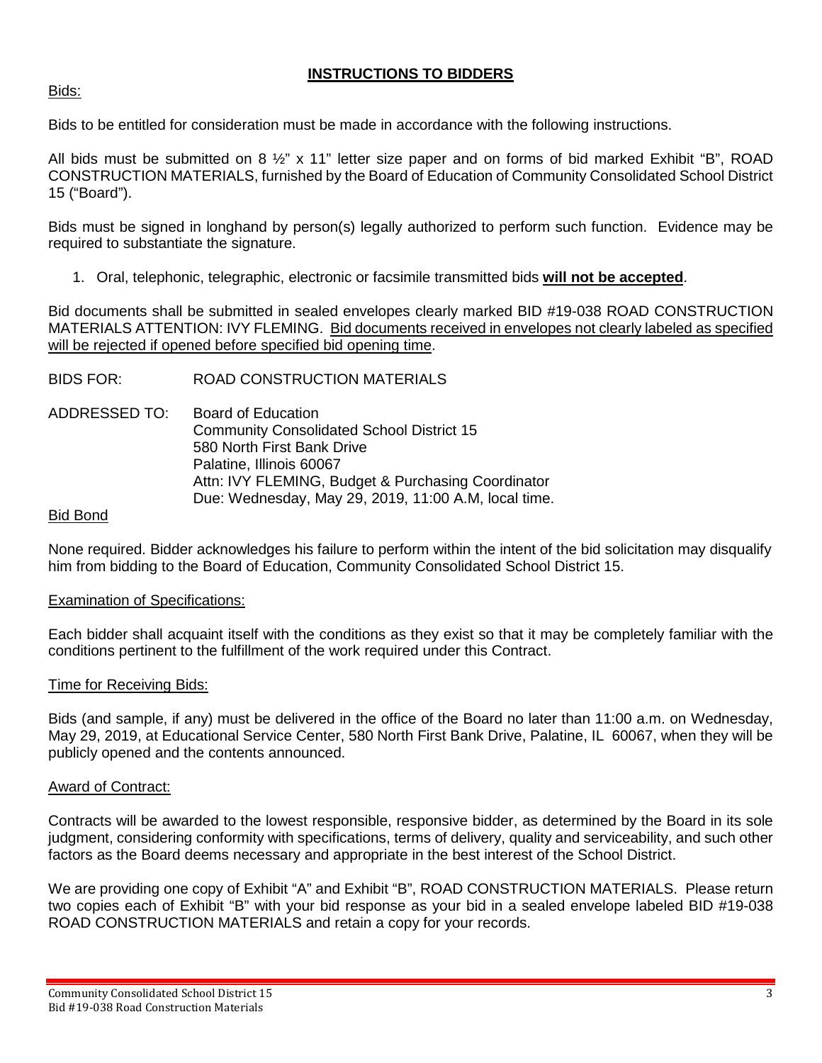# INSTRUCTIONS TO BIDDERS

<u>Bids:</u>

Bids to be entitled for consideration must be made in accordance with the following instructions.

All bids must be submitted on 8 ½" x 11" letter size paper and on forms of bid marked Exhibit "B", ROAD CONSTRUCTION MATERIALS, furnished by the Board of Education of Community Consolidated School District 15 ("Board").

Bids must be signed in longhand by person(s) legally authorized to perform such function. Evidence may be required to substantiate the signature.

1. Oral, telephonic, telegraphic, electronic or facsimile transmitted bids **<u>will not be accepted</u>**.

Bid documents shall be submitted in sealed envelopes clearly marked BID #19-038 ROAD CONSTRUCTION MATERIALS ATTENTION: IVY FLEMING. <u>Bid documents received in envelopes not clearly labeled as specified will be rejected if opened before specified bid opening time</u>.

BIDS FOR: ROAD CONSTRUCTION MATERIALS

ADDRESSED TO: Board of Education
Community Consolidated School District 15
580 North First Bank Drive
Palatine, Illinois 60067
Attn: IVY FLEMING, Budget & Purchasing Coordinator
Due: Wednesday, May 29, 2019, 11:00 A.M, local time.

<u>Bid Bond</u>

None required. Bidder acknowledges his failure to perform within the intent of the bid solicitation may disqualify him from bidding to the Board of Education, Community Consolidated School District 15.

<u>Examination of Specifications:</u>

Each bidder shall acquaint itself with the conditions as they exist so that it may be completely familiar with the conditions pertinent to the fulfillment of the work required under this Contract.

<u>Time for Receiving Bids:</u>

Bids (and sample, if any) must be delivered in the office of the Board no later than 11:00 a.m. on Wednesday, May 29, 2019, at Educational Service Center, 580 North First Bank Drive, Palatine, IL 60067, when they will be publicly opened and the contents announced.

<u>Award of Contract:</u>

Contracts will be awarded to the lowest responsible, responsive bidder, as determined by the Board in its sole judgment, considering conformity with specifications, terms of delivery, quality and serviceability, and such other factors as the Board deems necessary and appropriate in the best interest of the School District.

We are providing one copy of Exhibit "A" and Exhibit "B", ROAD CONSTRUCTION MATERIALS. Please return two copies each of Exhibit "B" with your bid response as your bid in a sealed envelope labeled BID #19-038 ROAD CONSTRUCTION MATERIALS and retain a copy for your records.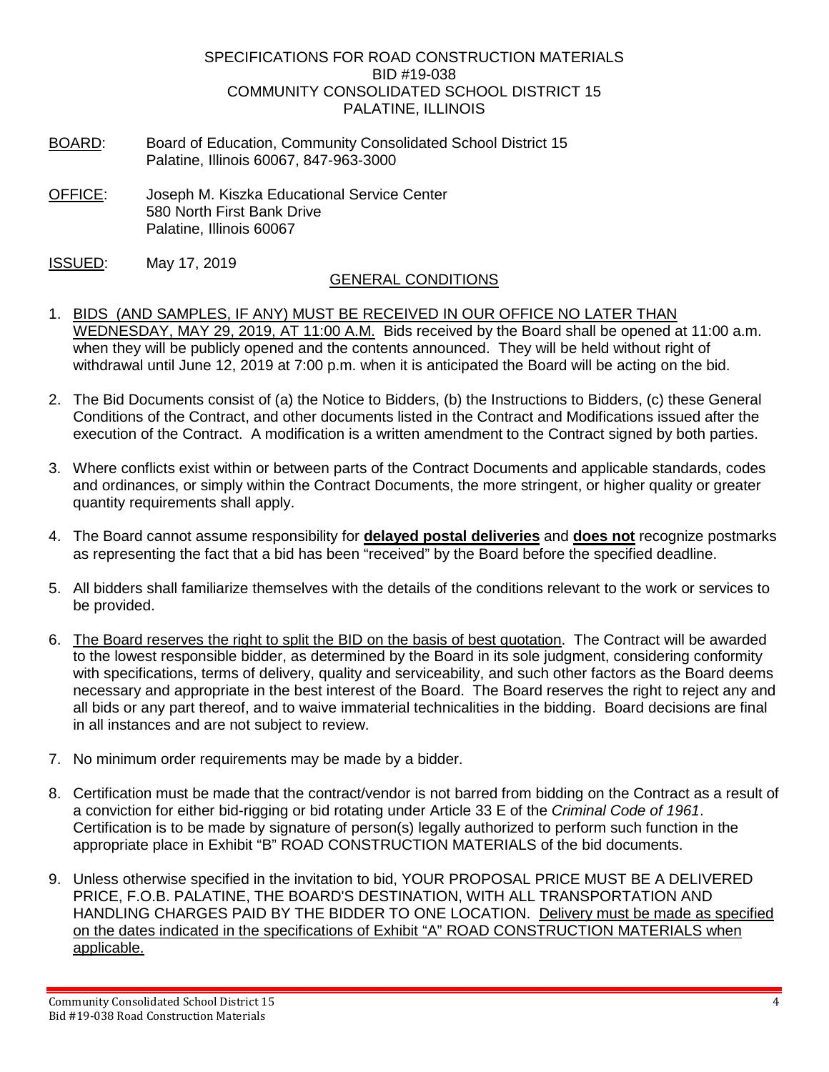SPECIFICATIONS FOR ROAD CONSTRUCTION MATERIALS
BID #19-038
COMMUNITY CONSOLIDATED SCHOOL DISTRICT 15
PALATINE, ILLINOIS

BOARD: Board of Education, Community Consolidated School District 15
Palatine, Illinois 60067, 847-963-3000

OFFICE: Joseph M. Kiszka Educational Service Center
580 North First Bank Drive
Palatine, Illinois 60067

ISSUED: May 17, 2019

## GENERAL CONDITIONS

1. BIDS (AND SAMPLES, IF ANY) MUST BE RECEIVED IN OUR OFFICE NO LATER THAN WEDNESDAY, MAY 29, 2019, AT 11:00 A.M. Bids received by the Board shall be opened at 11:00 a.m. when they will be publicly opened and the contents announced. They will be held without right of withdrawal until June 12, 2019 at 7:00 p.m. when it is anticipated the Board will be acting on the bid.

2. The Bid Documents consist of (a) the Notice to Bidders, (b) the Instructions to Bidders, (c) these General Conditions of the Contract, and other documents listed in the Contract and Modifications issued after the execution of the Contract. A modification is a written amendment to the Contract signed by both parties.

3. Where conflicts exist within or between parts of the Contract Documents and applicable standards, codes and ordinances, or simply within the Contract Documents, the more stringent, or higher quality or greater quantity requirements shall apply.

4. The Board cannot assume responsibility for **delayed postal deliveries** and **does not** recognize postmarks as representing the fact that a bid has been "received" by the Board before the specified deadline.

5. All bidders shall familiarize themselves with the details of the conditions relevant to the work or services to be provided.

6. The Board reserves the right to split the BID on the basis of best quotation. The Contract will be awarded to the lowest responsible bidder, as determined by the Board in its sole judgment, considering conformity with specifications, terms of delivery, quality and serviceability, and such other factors as the Board deems necessary and appropriate in the best interest of the Board. The Board reserves the right to reject any and all bids or any part thereof, and to waive immaterial technicalities in the bidding. Board decisions are final in all instances and are not subject to review.

7. No minimum order requirements may be made by a bidder.

8. Certification must be made that the contract/vendor is not barred from bidding on the Contract as a result of a conviction for either bid-rigging or bid rotating under Article 33 E of the *Criminal Code of 1961*. Certification is to be made by signature of person(s) legally authorized to perform such function in the appropriate place in Exhibit "B" ROAD CONSTRUCTION MATERIALS of the bid documents.

9. Unless otherwise specified in the invitation to bid, YOUR PROPOSAL PRICE MUST BE A DELIVERED PRICE, F.O.B. PALATINE, THE BOARD'S DESTINATION, WITH ALL TRANSPORTATION AND HANDLING CHARGES PAID BY THE BIDDER TO ONE LOCATION. Delivery must be made as specified on the dates indicated in the specifications of Exhibit "A" ROAD CONSTRUCTION MATERIALS when applicable.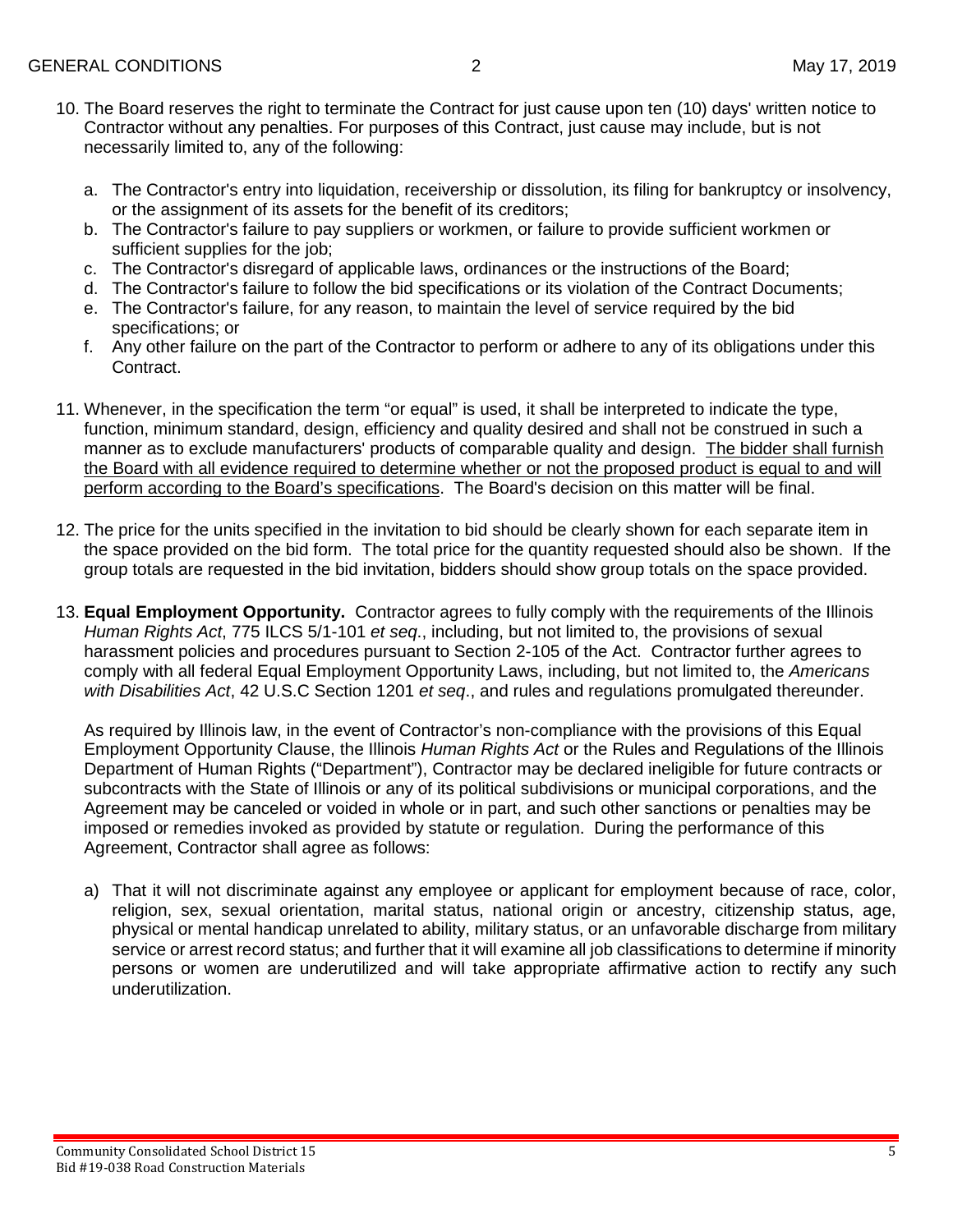10. The Board reserves the right to terminate the Contract for just cause upon ten (10) days' written notice to Contractor without any penalties. For purposes of this Contract, just cause may include, but is not necessarily limited to, any of the following:

    a. The Contractor's entry into liquidation, receivership or dissolution, its filing for bankruptcy or insolvency, or the assignment of its assets for the benefit of its creditors;
    b. The Contractor's failure to pay suppliers or workmen, or failure to provide sufficient workmen or sufficient supplies for the job;
    c. The Contractor's disregard of applicable laws, ordinances or the instructions of the Board;
    d. The Contractor's failure to follow the bid specifications or its violation of the Contract Documents;
    e. The Contractor's failure, for any reason, to maintain the level of service required by the bid specifications; or
    f. Any other failure on the part of the Contractor to perform or adhere to any of its obligations under this Contract.

11. Whenever, in the specification the term "or equal" is used, it shall be interpreted to indicate the type, function, minimum standard, design, efficiency and quality desired and shall not be construed in such a manner as to exclude manufacturers' products of comparable quality and design. <u>The bidder shall furnish the Board with all evidence required to determine whether or not the proposed product is equal to and will perform according to the Board's specifications</u>. The Board's decision on this matter will be final.

12. The price for the units specified in the invitation to bid should be clearly shown for each separate item in the space provided on the bid form. The total price for the quantity requested should also be shown. If the group totals are requested in the bid invitation, bidders should show group totals on the space provided.

13. **Equal Employment Opportunity.** Contractor agrees to fully comply with the requirements of the Illinois *Human Rights Act*, 775 ILCS 5/1-101 *et seq*., including, but not limited to, the provisions of sexual harassment policies and procedures pursuant to Section 2-105 of the Act. Contractor further agrees to comply with all federal Equal Employment Opportunity Laws, including, but not limited to, the *Americans with Disabilities Act*, 42 U.S.C Section 1201 *et seq*., and rules and regulations promulgated thereunder.

    As required by Illinois law, in the event of Contractor's non-compliance with the provisions of this Equal Employment Opportunity Clause, the Illinois *Human Rights Act* or the Rules and Regulations of the Illinois Department of Human Rights ("Department"), Contractor may be declared ineligible for future contracts or subcontracts with the State of Illinois or any of its political subdivisions or municipal corporations, and the Agreement may be canceled or voided in whole or in part, and such other sanctions or penalties may be imposed or remedies invoked as provided by statute or regulation. During the performance of this Agreement, Contractor shall agree as follows:

    a) That it will not discriminate against any employee or applicant for employment because of race, color, religion, sex, sexual orientation, marital status, national origin or ancestry, citizenship status, age, physical or mental handicap unrelated to ability, military status, or an unfavorable discharge from military service or arrest record status; and further that it will examine all job classifications to determine if minority persons or women are underutilized and will take appropriate affirmative action to rectify any such underutilization.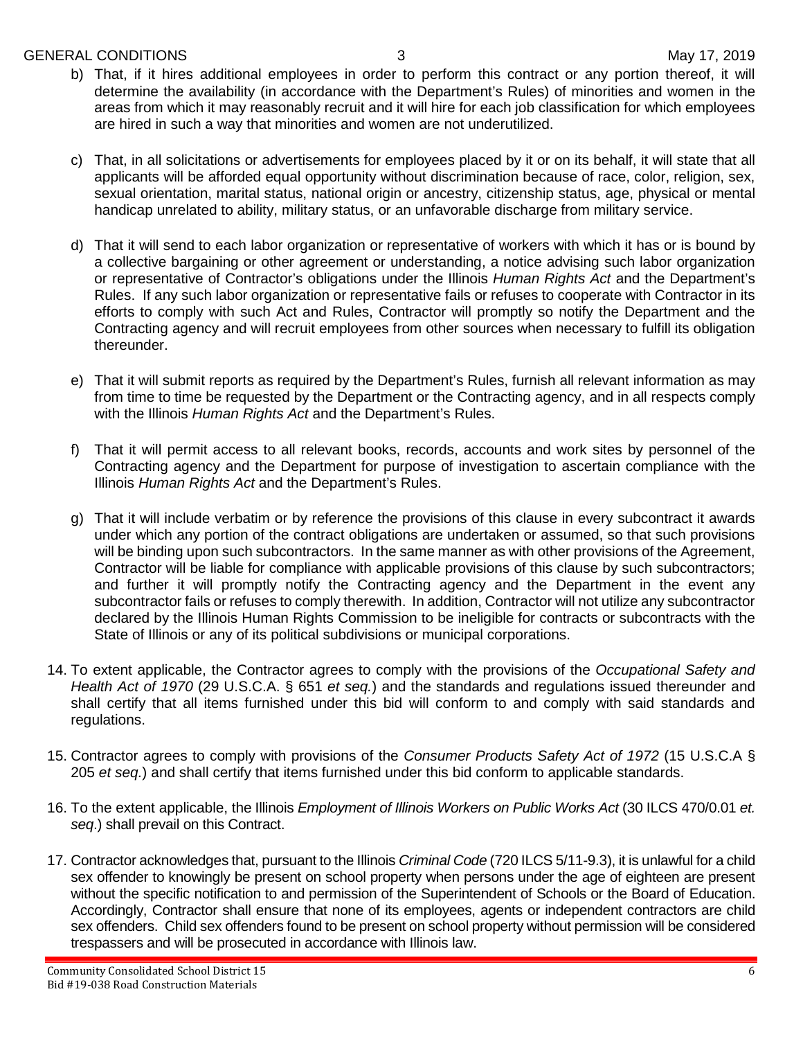b) That, if it hires additional employees in order to perform this contract or any portion thereof, it will determine the availability (in accordance with the Department's Rules) of minorities and women in the areas from which it may reasonably recruit and it will hire for each job classification for which employees are hired in such a way that minorities and women are not underutilized.

c) That, in all solicitations or advertisements for employees placed by it or on its behalf, it will state that all applicants will be afforded equal opportunity without discrimination because of race, color, religion, sex, sexual orientation, marital status, national origin or ancestry, citizenship status, age, physical or mental handicap unrelated to ability, military status, or an unfavorable discharge from military service.

d) That it will send to each labor organization or representative of workers with which it has or is bound by a collective bargaining or other agreement or understanding, a notice advising such labor organization or representative of Contractor's obligations under the Illinois *Human Rights Act* and the Department's Rules. If any such labor organization or representative fails or refuses to cooperate with Contractor in its efforts to comply with such Act and Rules, Contractor will promptly so notify the Department and the Contracting agency and will recruit employees from other sources when necessary to fulfill its obligation thereunder.

e) That it will submit reports as required by the Department's Rules, furnish all relevant information as may from time to time be requested by the Department or the Contracting agency, and in all respects comply with the Illinois *Human Rights Act* and the Department's Rules.

f) That it will permit access to all relevant books, records, accounts and work sites by personnel of the Contracting agency and the Department for purpose of investigation to ascertain compliance with the Illinois *Human Rights Act* and the Department's Rules.

g) That it will include verbatim or by reference the provisions of this clause in every subcontract it awards under which any portion of the contract obligations are undertaken or assumed, so that such provisions will be binding upon such subcontractors. In the same manner as with other provisions of the Agreement, Contractor will be liable for compliance with applicable provisions of this clause by such subcontractors; and further it will promptly notify the Contracting agency and the Department in the event any subcontractor fails or refuses to comply therewith. In addition, Contractor will not utilize any subcontractor declared by the Illinois Human Rights Commission to be ineligible for contracts or subcontracts with the State of Illinois or any of its political subdivisions or municipal corporations.

14. To extent applicable, the Contractor agrees to comply with the provisions of the *Occupational Safety and Health Act of 1970* (29 U.S.C.A. § 651 *et seq.*) and the standards and regulations issued thereunder and shall certify that all items furnished under this bid will conform to and comply with said standards and regulations.

15. Contractor agrees to comply with provisions of the *Consumer Products Safety Act of 1972* (15 U.S.C.A § 205 *et seq.*) and shall certify that items furnished under this bid conform to applicable standards.

16. To the extent applicable, the Illinois *Employment of Illinois Workers on Public Works Act* (30 ILCS 470/0.01 *et. seq*.) shall prevail on this Contract.

17. Contractor acknowledges that, pursuant to the Illinois *Criminal Code* (720 ILCS 5/11-9.3), it is unlawful for a child sex offender to knowingly be present on school property when persons under the age of eighteen are present without the specific notification to and permission of the Superintendent of Schools or the Board of Education. Accordingly, Contractor shall ensure that none of its employees, agents or independent contractors are child sex offenders. Child sex offenders found to be present on school property without permission will be considered trespassers and will be prosecuted in accordance with Illinois law.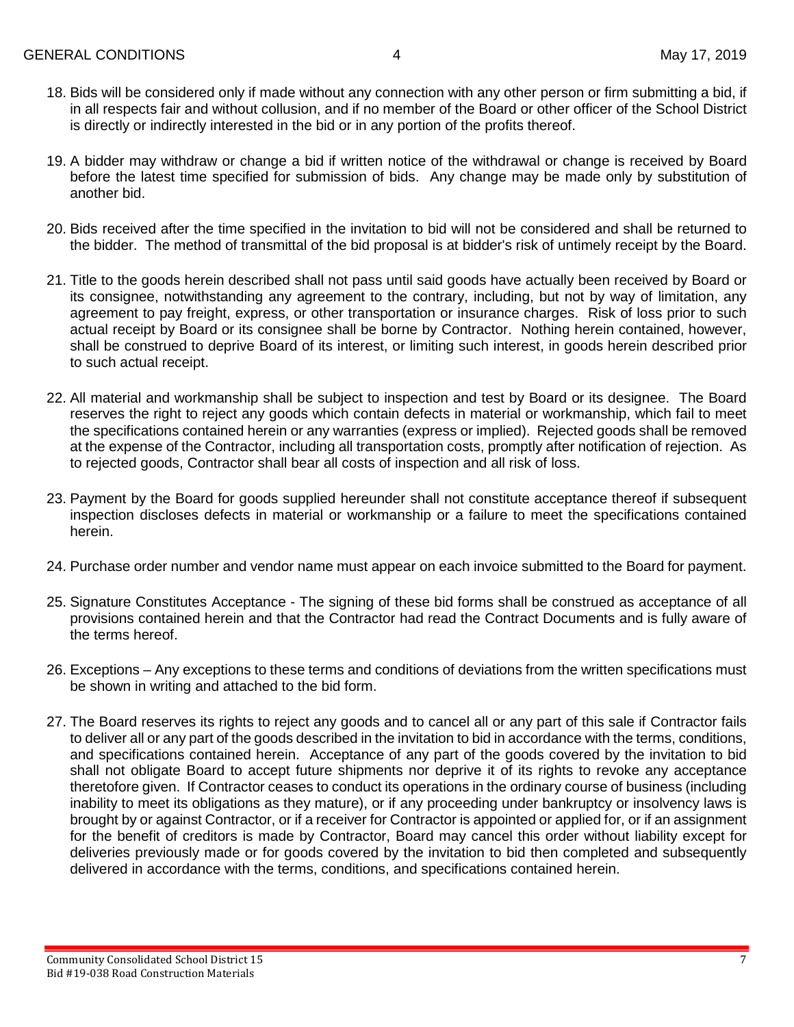18. Bids will be considered only if made without any connection with any other person or firm submitting a bid, if in all respects fair and without collusion, and if no member of the Board or other officer of the School District is directly or indirectly interested in the bid or in any portion of the profits thereof.

19. A bidder may withdraw or change a bid if written notice of the withdrawal or change is received by Board before the latest time specified for submission of bids. Any change may be made only by substitution of another bid.

20. Bids received after the time specified in the invitation to bid will not be considered and shall be returned to the bidder. The method of transmittal of the bid proposal is at bidder's risk of untimely receipt by the Board.

21. Title to the goods herein described shall not pass until said goods have actually been received by Board or its consignee, notwithstanding any agreement to the contrary, including, but not by way of limitation, any agreement to pay freight, express, or other transportation or insurance charges. Risk of loss prior to such actual receipt by Board or its consignee shall be borne by Contractor. Nothing herein contained, however, shall be construed to deprive Board of its interest, or limiting such interest, in goods herein described prior to such actual receipt.

22. All material and workmanship shall be subject to inspection and test by Board or its designee. The Board reserves the right to reject any goods which contain defects in material or workmanship, which fail to meet the specifications contained herein or any warranties (express or implied). Rejected goods shall be removed at the expense of the Contractor, including all transportation costs, promptly after notification of rejection. As to rejected goods, Contractor shall bear all costs of inspection and all risk of loss.

23. Payment by the Board for goods supplied hereunder shall not constitute acceptance thereof if subsequent inspection discloses defects in material or workmanship or a failure to meet the specifications contained herein.

24. Purchase order number and vendor name must appear on each invoice submitted to the Board for payment.

25. Signature Constitutes Acceptance - The signing of these bid forms shall be construed as acceptance of all provisions contained herein and that the Contractor had read the Contract Documents and is fully aware of the terms hereof.

26. Exceptions – Any exceptions to these terms and conditions of deviations from the written specifications must be shown in writing and attached to the bid form.

27. The Board reserves its rights to reject any goods and to cancel all or any part of this sale if Contractor fails to deliver all or any part of the goods described in the invitation to bid in accordance with the terms, conditions, and specifications contained herein. Acceptance of any part of the goods covered by the invitation to bid shall not obligate Board to accept future shipments nor deprive it of its rights to revoke any acceptance theretofore given. If Contractor ceases to conduct its operations in the ordinary course of business (including inability to meet its obligations as they mature), or if any proceeding under bankruptcy or insolvency laws is brought by or against Contractor, or if a receiver for Contractor is appointed or applied for, or if an assignment for the benefit of creditors is made by Contractor, Board may cancel this order without liability except for deliveries previously made or for goods covered by the invitation to bid then completed and subsequently delivered in accordance with the terms, conditions, and specifications contained herein.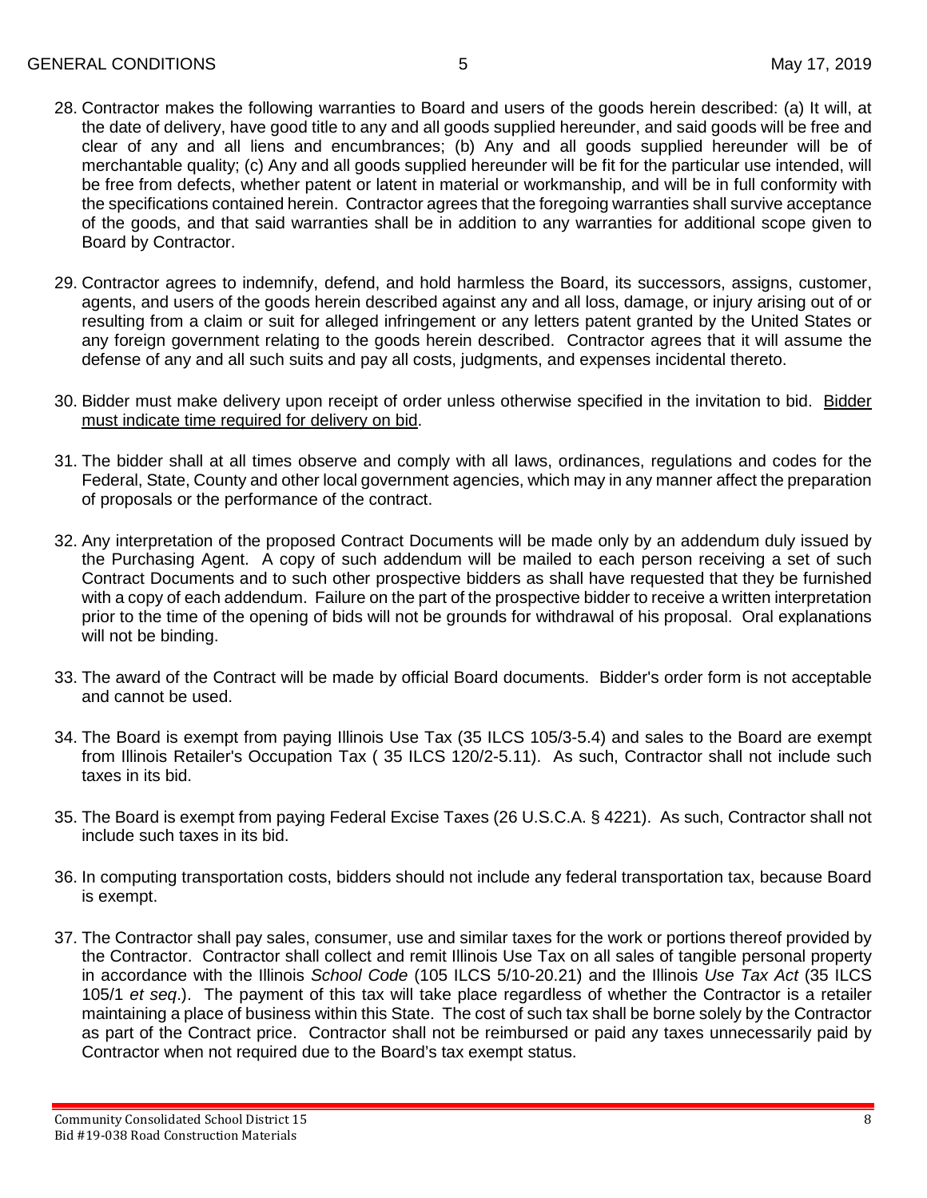28. Contractor makes the following warranties to Board and users of the goods herein described: (a) It will, at the date of delivery, have good title to any and all goods supplied hereunder, and said goods will be free and clear of any and all liens and encumbrances; (b) Any and all goods supplied hereunder will be of merchantable quality; (c) Any and all goods supplied hereunder will be fit for the particular use intended, will be free from defects, whether patent or latent in material or workmanship, and will be in full conformity with the specifications contained herein. Contractor agrees that the foregoing warranties shall survive acceptance of the goods, and that said warranties shall be in addition to any warranties for additional scope given to Board by Contractor.

29. Contractor agrees to indemnify, defend, and hold harmless the Board, its successors, assigns, customer, agents, and users of the goods herein described against any and all loss, damage, or injury arising out of or resulting from a claim or suit for alleged infringement or any letters patent granted by the United States or any foreign government relating to the goods herein described. Contractor agrees that it will assume the defense of any and all such suits and pay all costs, judgments, and expenses incidental thereto.

30. Bidder must make delivery upon receipt of order unless otherwise specified in the invitation to bid. Bidder must indicate time required for delivery on bid.

31. The bidder shall at all times observe and comply with all laws, ordinances, regulations and codes for the Federal, State, County and other local government agencies, which may in any manner affect the preparation of proposals or the performance of the contract.

32. Any interpretation of the proposed Contract Documents will be made only by an addendum duly issued by the Purchasing Agent. A copy of such addendum will be mailed to each person receiving a set of such Contract Documents and to such other prospective bidders as shall have requested that they be furnished with a copy of each addendum. Failure on the part of the prospective bidder to receive a written interpretation prior to the time of the opening of bids will not be grounds for withdrawal of his proposal. Oral explanations will not be binding.

33. The award of the Contract will be made by official Board documents. Bidder's order form is not acceptable and cannot be used.

34. The Board is exempt from paying Illinois Use Tax (35 ILCS 105/3-5.4) and sales to the Board are exempt from Illinois Retailer's Occupation Tax ( 35 ILCS 120/2-5.11). As such, Contractor shall not include such taxes in its bid.

35. The Board is exempt from paying Federal Excise Taxes (26 U.S.C.A. § 4221). As such, Contractor shall not include such taxes in its bid.

36. In computing transportation costs, bidders should not include any federal transportation tax, because Board is exempt.

37. The Contractor shall pay sales, consumer, use and similar taxes for the work or portions thereof provided by the Contractor. Contractor shall collect and remit Illinois Use Tax on all sales of tangible personal property in accordance with the Illinois *School Code* (105 ILCS 5/10-20.21) and the Illinois *Use Tax Act* (35 ILCS 105/1 *et seq*.). The payment of this tax will take place regardless of whether the Contractor is a retailer maintaining a place of business within this State. The cost of such tax shall be borne solely by the Contractor as part of the Contract price. Contractor shall not be reimbursed or paid any taxes unnecessarily paid by Contractor when not required due to the Board's tax exempt status.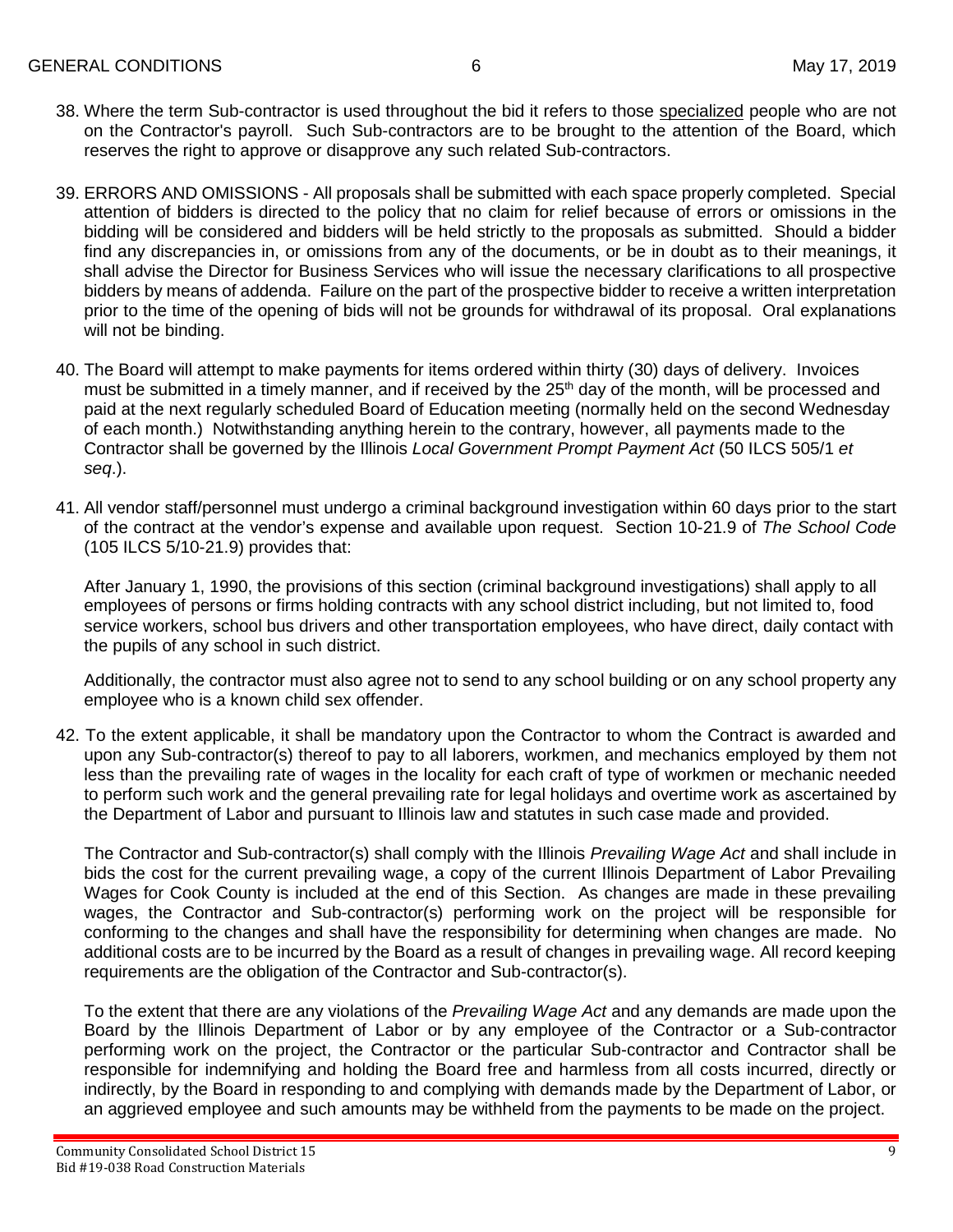38. Where the term Sub-contractor is used throughout the bid it refers to those specialized people who are not on the Contractor's payroll. Such Sub-contractors are to be brought to the attention of the Board, which reserves the right to approve or disapprove any such related Sub-contractors.

39. ERRORS AND OMISSIONS - All proposals shall be submitted with each space properly completed. Special attention of bidders is directed to the policy that no claim for relief because of errors or omissions in the bidding will be considered and bidders will be held strictly to the proposals as submitted. Should a bidder find any discrepancies in, or omissions from any of the documents, or be in doubt as to their meanings, it shall advise the Director for Business Services who will issue the necessary clarifications to all prospective bidders by means of addenda. Failure on the part of the prospective bidder to receive a written interpretation prior to the time of the opening of bids will not be grounds for withdrawal of its proposal. Oral explanations will not be binding.

40. The Board will attempt to make payments for items ordered within thirty (30) days of delivery. Invoices must be submitted in a timely manner, and if received by the 25th day of the month, will be processed and paid at the next regularly scheduled Board of Education meeting (normally held on the second Wednesday of each month.) Notwithstanding anything herein to the contrary, however, all payments made to the Contractor shall be governed by the Illinois *Local Government Prompt Payment Act* (50 ILCS 505/1 *et seq*.).

41. All vendor staff/personnel must undergo a criminal background investigation within 60 days prior to the start of the contract at the vendor's expense and available upon request. Section 10-21.9 of *The School Code* (105 ILCS 5/10-21.9) provides that:

    After January 1, 1990, the provisions of this section (criminal background investigations) shall apply to all employees of persons or firms holding contracts with any school district including, but not limited to, food service workers, school bus drivers and other transportation employees, who have direct, daily contact with the pupils of any school in such district.

    Additionally, the contractor must also agree not to send to any school building or on any school property any employee who is a known child sex offender.

42. To the extent applicable, it shall be mandatory upon the Contractor to whom the Contract is awarded and upon any Sub-contractor(s) thereof to pay to all laborers, workmen, and mechanics employed by them not less than the prevailing rate of wages in the locality for each craft of type of workmen or mechanic needed to perform such work and the general prevailing rate for legal holidays and overtime work as ascertained by the Department of Labor and pursuant to Illinois law and statutes in such case made and provided.

    The Contractor and Sub-contractor(s) shall comply with the Illinois *Prevailing Wage Act* and shall include in bids the cost for the current prevailing wage, a copy of the current Illinois Department of Labor Prevailing Wages for Cook County is included at the end of this Section. As changes are made in these prevailing wages, the Contractor and Sub-contractor(s) performing work on the project will be responsible for conforming to the changes and shall have the responsibility for determining when changes are made. No additional costs are to be incurred by the Board as a result of changes in prevailing wage. All record keeping requirements are the obligation of the Contractor and Sub-contractor(s).

    To the extent that there are any violations of the *Prevailing Wage Act* and any demands are made upon the Board by the Illinois Department of Labor or by any employee of the Contractor or a Sub-contractor performing work on the project, the Contractor or the particular Sub-contractor and Contractor shall be responsible for indemnifying and holding the Board free and harmless from all costs incurred, directly or indirectly, by the Board in responding to and complying with demands made by the Department of Labor, or an aggrieved employee and such amounts may be withheld from the payments to be made on the project.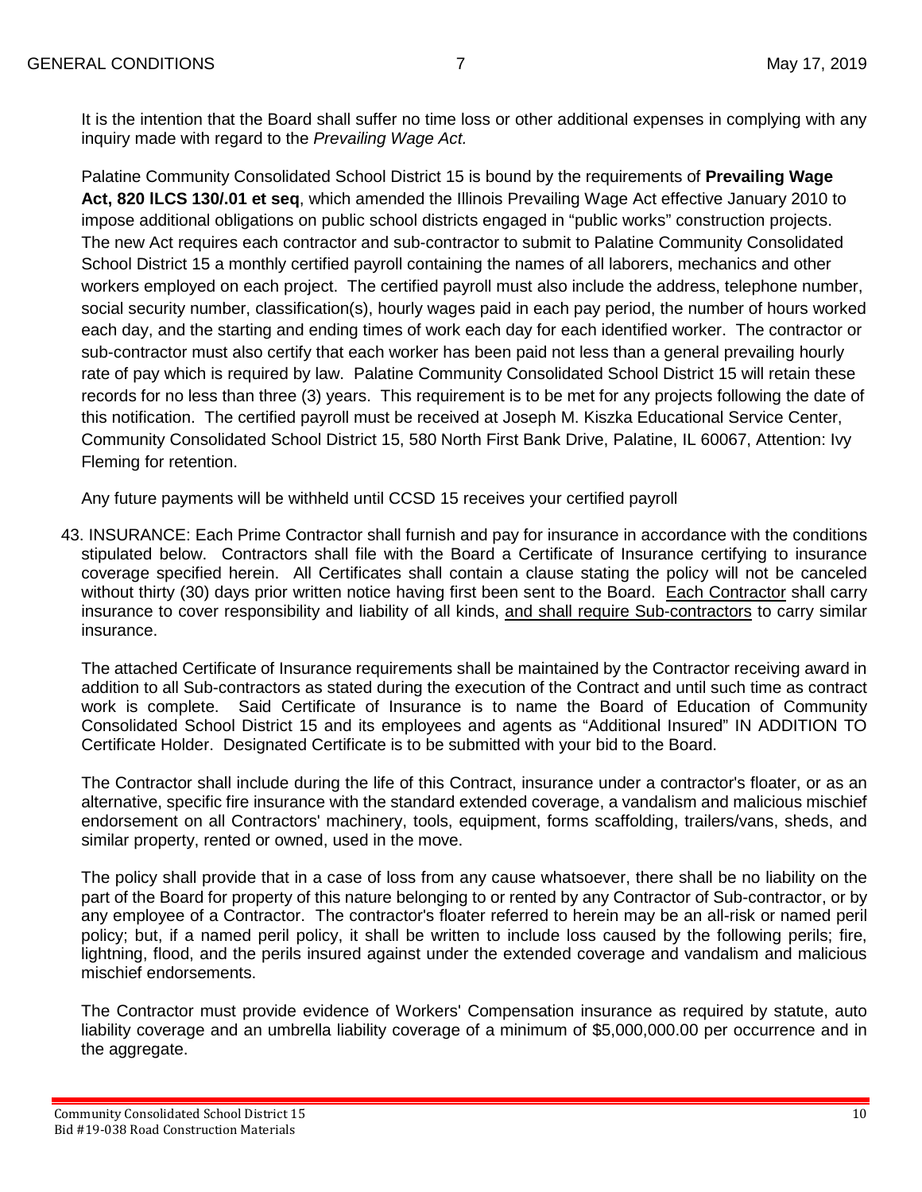It is the intention that the Board shall suffer no time loss or other additional expenses in complying with any inquiry made with regard to the *Prevailing Wage Act.*

Palatine Community Consolidated School District 15 is bound by the requirements of **Prevailing Wage Act, 820 ILCS 130/.01 et seq**, which amended the Illinois Prevailing Wage Act effective January 2010 to impose additional obligations on public school districts engaged in "public works" construction projects. The new Act requires each contractor and sub-contractor to submit to Palatine Community Consolidated School District 15 a monthly certified payroll containing the names of all laborers, mechanics and other workers employed on each project. The certified payroll must also include the address, telephone number, social security number, classification(s), hourly wages paid in each pay period, the number of hours worked each day, and the starting and ending times of work each day for each identified worker. The contractor or sub-contractor must also certify that each worker has been paid not less than a general prevailing hourly rate of pay which is required by law. Palatine Community Consolidated School District 15 will retain these records for no less than three (3) years. This requirement is to be met for any projects following the date of this notification. The certified payroll must be received at Joseph M. Kiszka Educational Service Center, Community Consolidated School District 15, 580 North First Bank Drive, Palatine, IL 60067, Attention: Ivy Fleming for retention.

Any future payments will be withheld until CCSD 15 receives your certified payroll

43. INSURANCE: Each Prime Contractor shall furnish and pay for insurance in accordance with the conditions stipulated below. Contractors shall file with the Board a Certificate of Insurance certifying to insurance coverage specified herein. All Certificates shall contain a clause stating the policy will not be canceled without thirty (30) days prior written notice having first been sent to the Board. <u>Each Contractor</u> shall carry insurance to cover responsibility and liability of all kinds, <u>and shall require Sub-contractors</u> to carry similar insurance.

The attached Certificate of Insurance requirements shall be maintained by the Contractor receiving award in addition to all Sub-contractors as stated during the execution of the Contract and until such time as contract work is complete. Said Certificate of Insurance is to name the Board of Education of Community Consolidated School District 15 and its employees and agents as "Additional Insured" IN ADDITION TO Certificate Holder. Designated Certificate is to be submitted with your bid to the Board.

The Contractor shall include during the life of this Contract, insurance under a contractor's floater, or as an alternative, specific fire insurance with the standard extended coverage, a vandalism and malicious mischief endorsement on all Contractors' machinery, tools, equipment, forms scaffolding, trailers/vans, sheds, and similar property, rented or owned, used in the move.

The policy shall provide that in a case of loss from any cause whatsoever, there shall be no liability on the part of the Board for property of this nature belonging to or rented by any Contractor of Sub-contractor, or by any employee of a Contractor. The contractor's floater referred to herein may be an all-risk or named peril policy; but, if a named peril policy, it shall be written to include loss caused by the following perils; fire, lightning, flood, and the perils insured against under the extended coverage and vandalism and malicious mischief endorsements.

The Contractor must provide evidence of Workers' Compensation insurance as required by statute, auto liability coverage and an umbrella liability coverage of a minimum of $5,000,000.00 per occurrence and in the aggregate.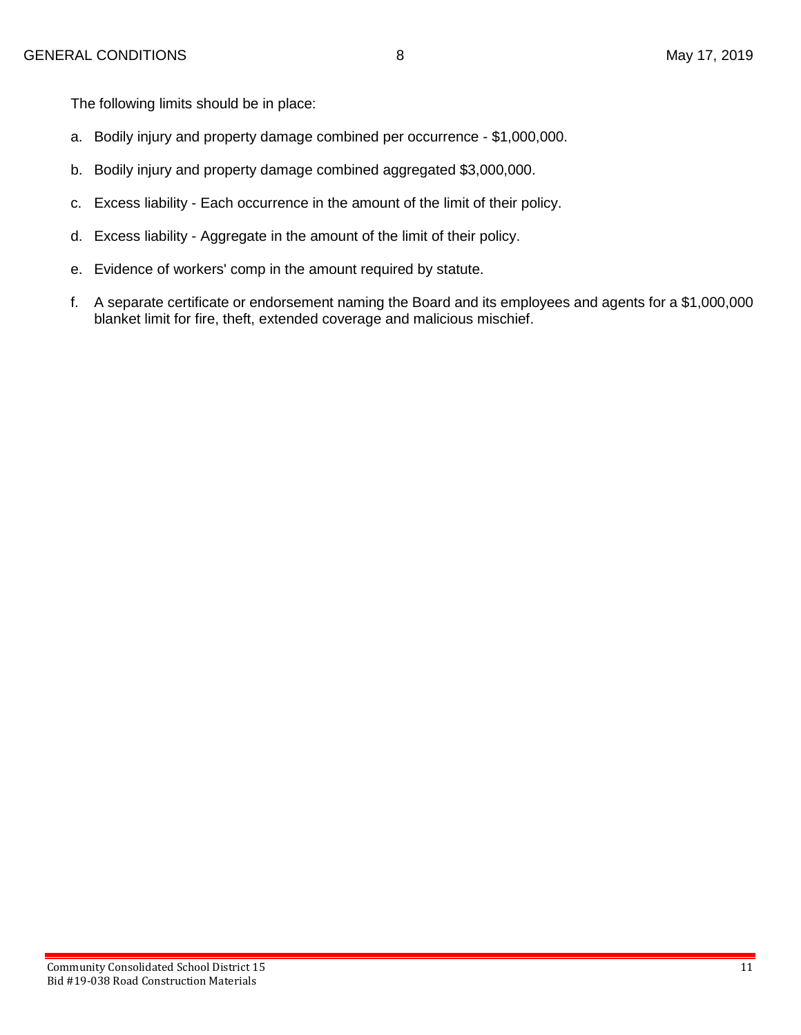The following limits should be in place:

a. Bodily injury and property damage combined per occurrence - $1,000,000.

b. Bodily injury and property damage combined aggregated $3,000,000.

c. Excess liability - Each occurrence in the amount of the limit of their policy.

d. Excess liability - Aggregate in the amount of the limit of their policy.

e. Evidence of workers' comp in the amount required by statute.

f. A separate certificate or endorsement naming the Board and its employees and agents for a $1,000,000 blanket limit for fire, theft, extended coverage and malicious mischief.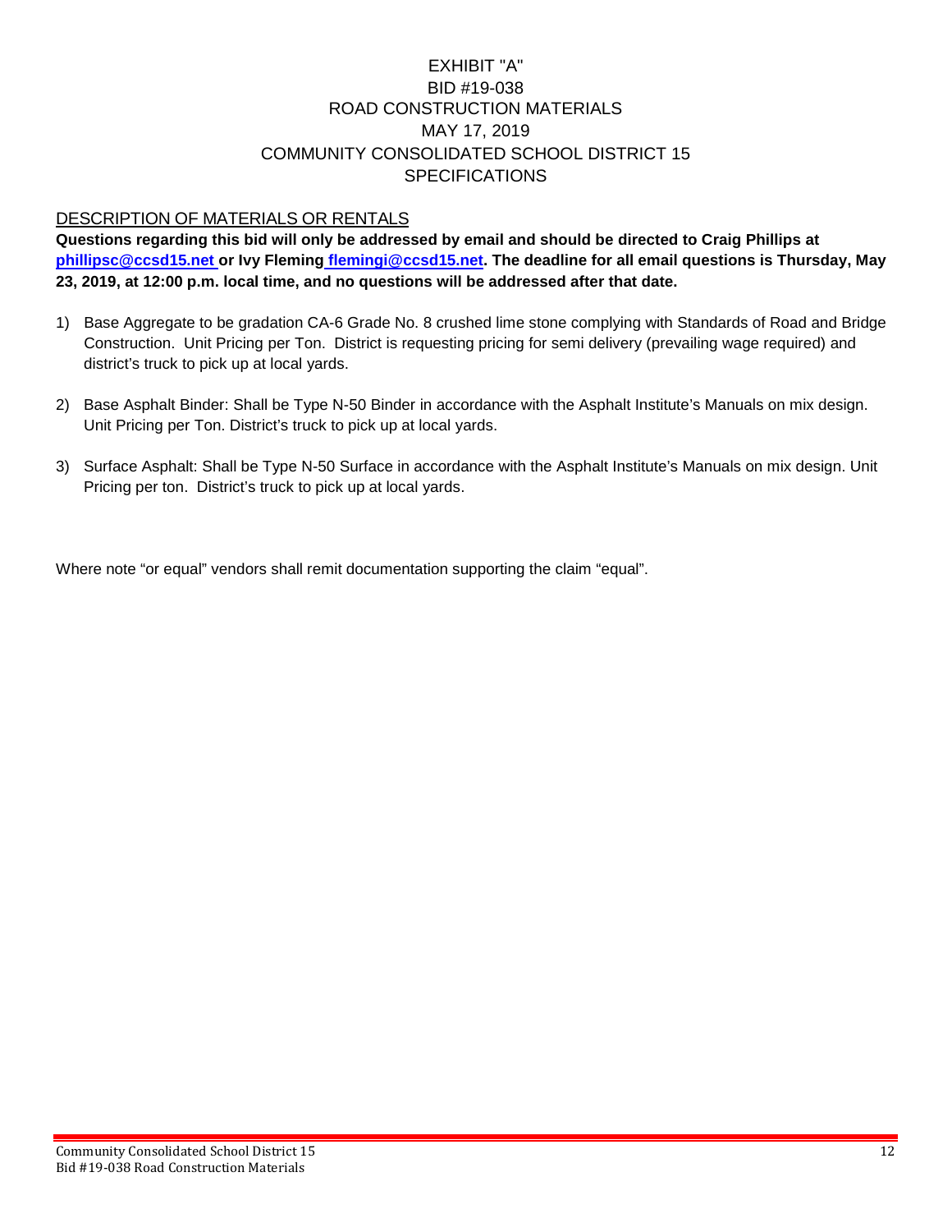# EXHIBIT "A"
# BID #19-038
# ROAD CONSTRUCTION MATERIALS
# MAY 17, 2019
# COMMUNITY CONSOLIDATED SCHOOL DISTRICT 15
# SPECIFICATIONS

## DESCRIPTION OF MATERIALS OR RENTALS

**Questions regarding this bid will only be addressed by email and should be directed to Craig Phillips at phillipsc@ccsd15.net or Ivy Fleming flemingi@ccsd15.net. The deadline for all email questions is Thursday, May 23, 2019, at 12:00 p.m. local time, and no questions will be addressed after that date.**

1) Base Aggregate to be gradation CA-6 Grade No. 8 crushed lime stone complying with Standards of Road and Bridge Construction. Unit Pricing per Ton. District is requesting pricing for semi delivery (prevailing wage required) and district's truck to pick up at local yards.

2) Base Asphalt Binder: Shall be Type N-50 Binder in accordance with the Asphalt Institute's Manuals on mix design. Unit Pricing per Ton. District's truck to pick up at local yards.

3) Surface Asphalt: Shall be Type N-50 Surface in accordance with the Asphalt Institute's Manuals on mix design. Unit Pricing per ton. District's truck to pick up at local yards.

Where note "or equal" vendors shall remit documentation supporting the claim "equal".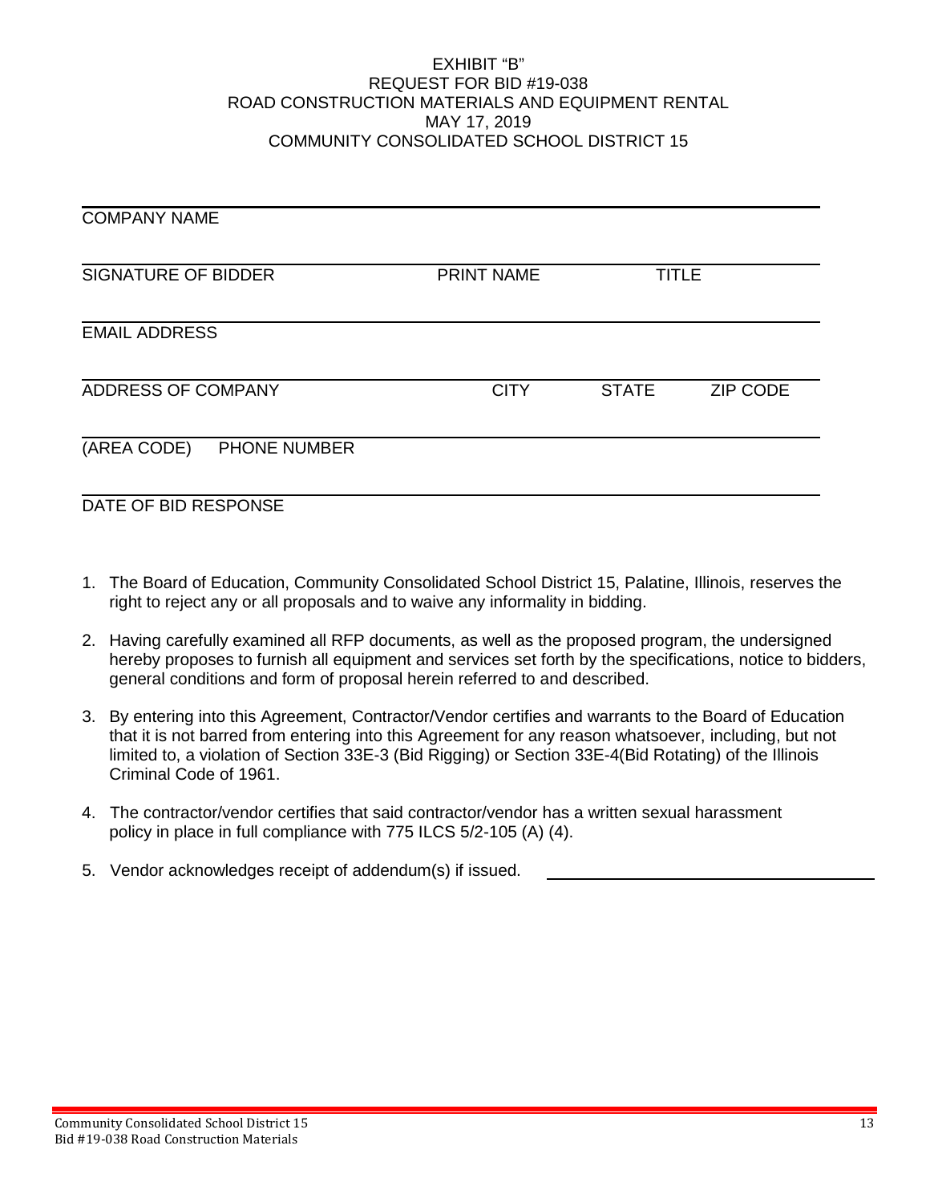EXHIBIT "B"
REQUEST FOR BID #19-038
ROAD CONSTRUCTION MATERIALS AND EQUIPMENT RENTAL
MAY 17, 2019
COMMUNITY CONSOLIDATED SCHOOL DISTRICT 15

______________________________________________
COMPANY NAME

______________________________________________
SIGNATURE OF BIDDER  PRINT NAME  TITLE

______________________________________________
EMAIL ADDRESS

______________________________________________
ADDRESS OF COMPANY  CITY  STATE  ZIP CODE

______________________________________________
(AREA CODE) PHONE NUMBER

______________________________________________
DATE OF BID RESPONSE

1. The Board of Education, Community Consolidated School District 15, Palatine, Illinois, reserves the right to reject any or all proposals and to waive any informality in bidding.
2. Having carefully examined all RFP documents, as well as the proposed program, the undersigned hereby proposes to furnish all equipment and services set forth by the specifications, notice to bidders, general conditions and form of proposal herein referred to and described.
3. By entering into this Agreement, Contractor/Vendor certifies and warrants to the Board of Education that it is not barred from entering into this Agreement for any reason whatsoever, including, but not limited to, a violation of Section 33E-3 (Bid Rigging) or Section 33E-4(Bid Rotating) of the Illinois Criminal Code of 1961.
4. The contractor/vendor certifies that said contractor/vendor has a written sexual harassment policy in place in full compliance with 775 ILCS 5/2-105 (A) (4).
5. Vendor acknowledges receipt of addendum(s) if issued. ______________________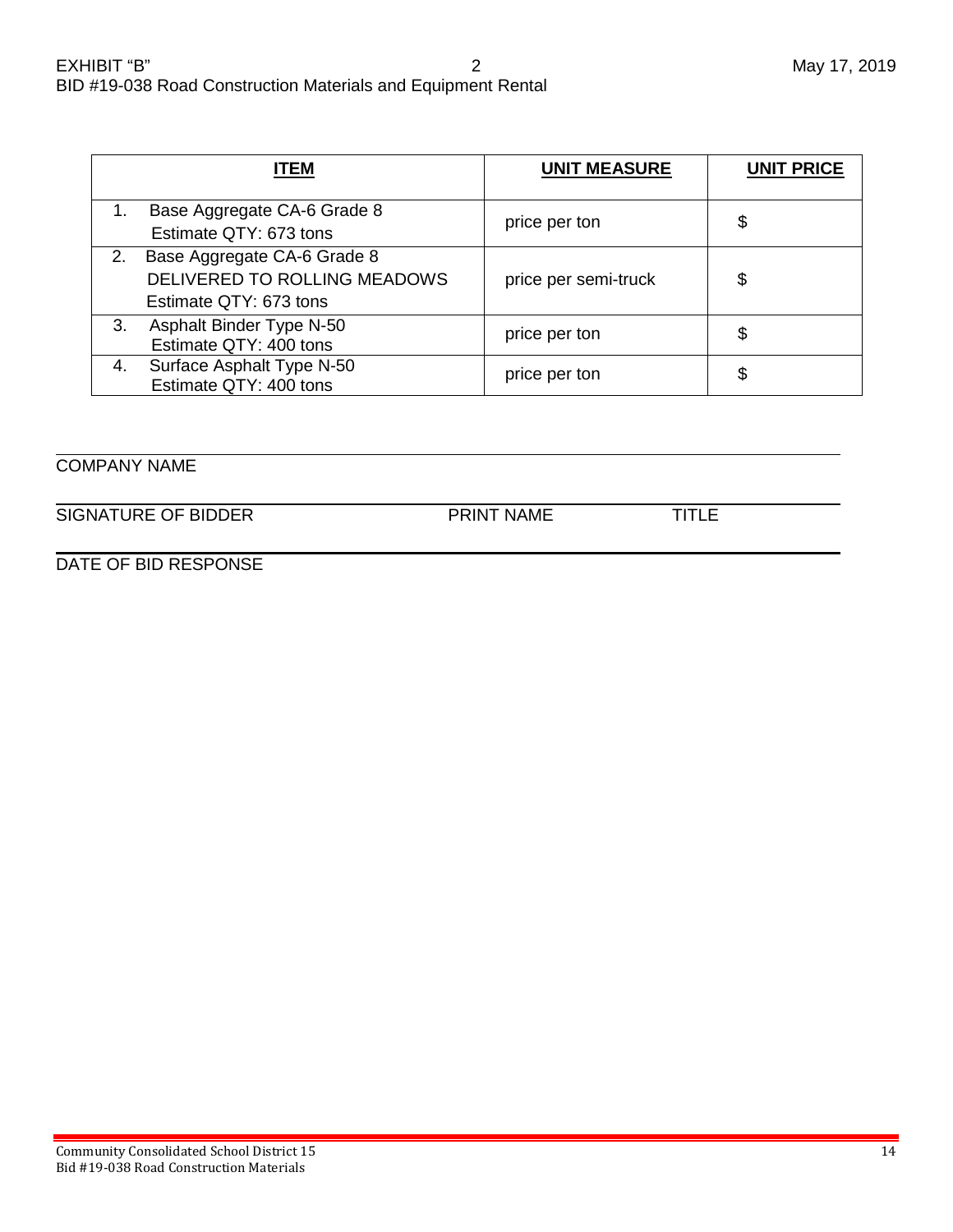EXHIBIT "B" 2 May 17, 2019
BID #19-038 Road Construction Materials and Equipment Rental

| ITEM | UNIT MEASURE | UNIT PRICE |
|---|---|---|
| 1. Base Aggregate CA-6 Grade 8<br>Estimate QTY: 673 tons | price per ton | $ |
| 2. Base Aggregate CA-6 Grade 8<br>DELIVERED TO ROLLING MEADOWS<br>Estimate QTY: 673 tons | price per semi-truck | $ |
| 3. Asphalt Binder Type N-50<br>Estimate QTY: 400 tons | price per ton | $ |
| 4. Surface Asphalt Type N-50<br>Estimate QTY: 400 tons | price per ton | $ |

COMPANY NAME

SIGNATURE OF BIDDER PRINT NAME TITLE

DATE OF BID RESPONSE